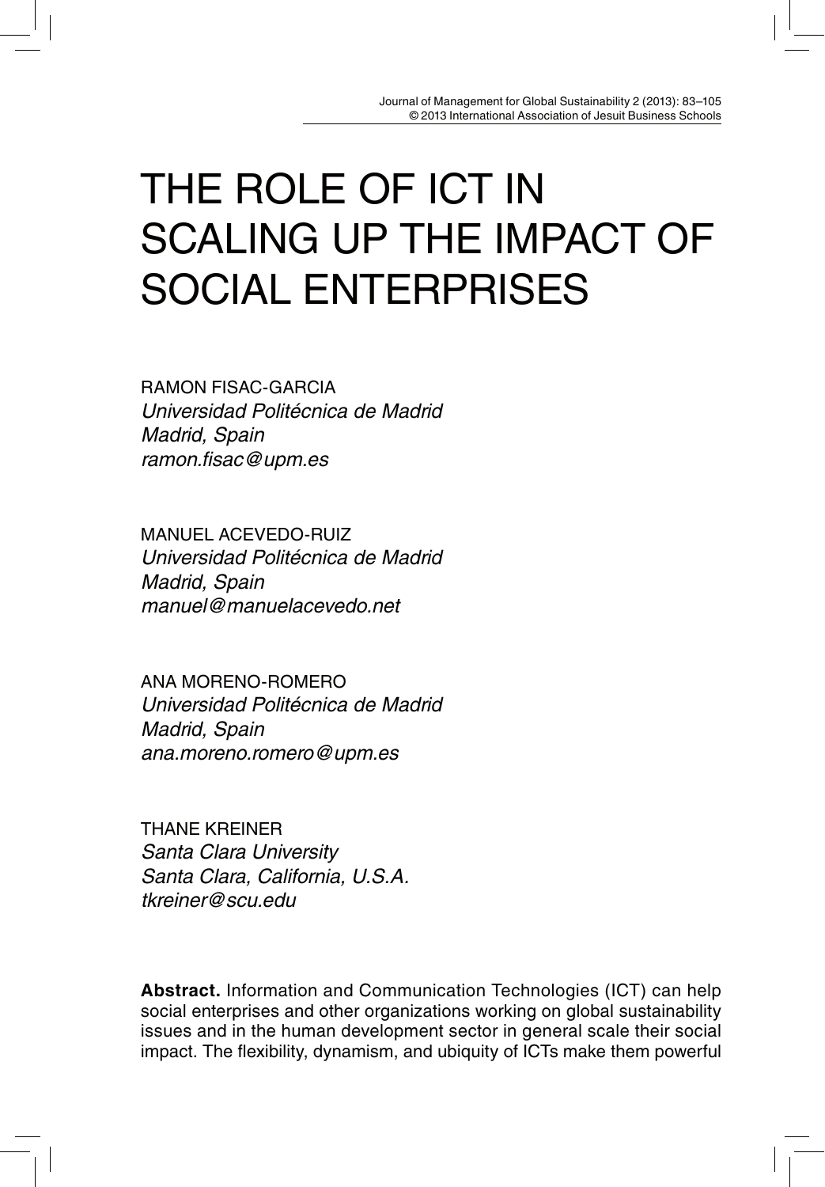# THE ROLE OF ICT IN SCALING UP THE IMPACT OF SOCIAL ENTERPRISES

RAMON FISAC-GARCIA
*Universidad Politécnica de Madrid*
*Madrid, Spain*
*ramon.fisac@upm.es*

MANUEL ACEVEDO-RUIZ
*Universidad Politécnica de Madrid*
*Madrid, Spain*
*manuel@manuelacevedo.net*

ANA MORENO-ROMERO
*Universidad Politécnica de Madrid*
*Madrid, Spain*
*ana.moreno.romero@upm.es*

THANE KREINER
*Santa Clara University*
*Santa Clara, California, U.S.A.*
*tkreiner@scu.edu*

**Abstract.** Information and Communication Technologies (ICT) can help social enterprises and other organizations working on global sustainability issues and in the human development sector in general scale their social impact. The flexibility, dynamism, and ubiquity of ICTs make them powerful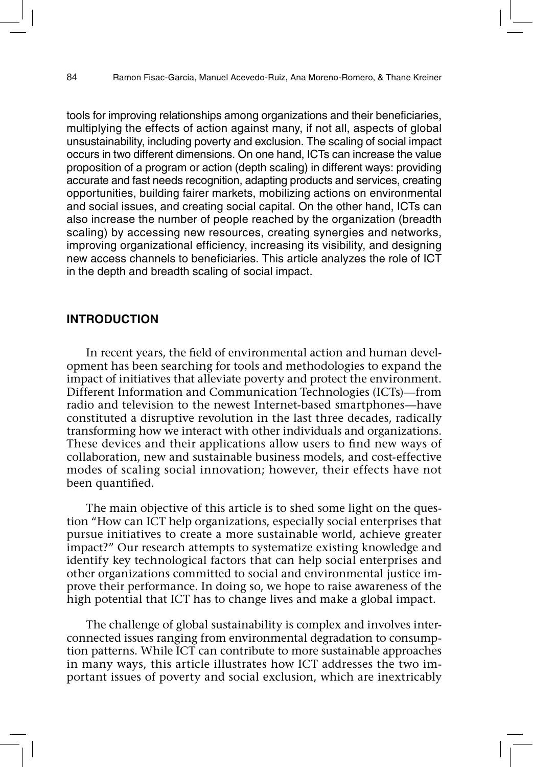tools for improving relationships among organizations and their beneficiaries, multiplying the effects of action against many, if not all, aspects of global unsustainability, including poverty and exclusion. The scaling of social impact occurs in two different dimensions. On one hand, ICTs can increase the value proposition of a program or action (depth scaling) in different ways: providing accurate and fast needs recognition, adapting products and services, creating opportunities, building fairer markets, mobilizing actions on environmental and social issues, and creating social capital. On the other hand, ICTs can also increase the number of people reached by the organization (breadth scaling) by accessing new resources, creating synergies and networks, improving organizational efficiency, increasing its visibility, and designing new access channels to beneficiaries. This article analyzes the role of ICT in the depth and breadth scaling of social impact.

## INTRODUCTION

In recent years, the field of environmental action and human development has been searching for tools and methodologies to expand the impact of initiatives that alleviate poverty and protect the environment. Different Information and Communication Technologies (ICTs)—from radio and television to the newest Internet-based smartphones—have constituted a disruptive revolution in the last three decades, radically transforming how we interact with other individuals and organizations. These devices and their applications allow users to find new ways of collaboration, new and sustainable business models, and cost-effective modes of scaling social innovation; however, their effects have not been quantified.

The main objective of this article is to shed some light on the question "How can ICT help organizations, especially social enterprises that pursue initiatives to create a more sustainable world, achieve greater impact?" Our research attempts to systematize existing knowledge and identify key technological factors that can help social enterprises and other organizations committed to social and environmental justice improve their performance. In doing so, we hope to raise awareness of the high potential that ICT has to change lives and make a global impact.

The challenge of global sustainability is complex and involves interconnected issues ranging from environmental degradation to consumption patterns. While ICT can contribute to more sustainable approaches in many ways, this article illustrates how ICT addresses the two important issues of poverty and social exclusion, which are inextricably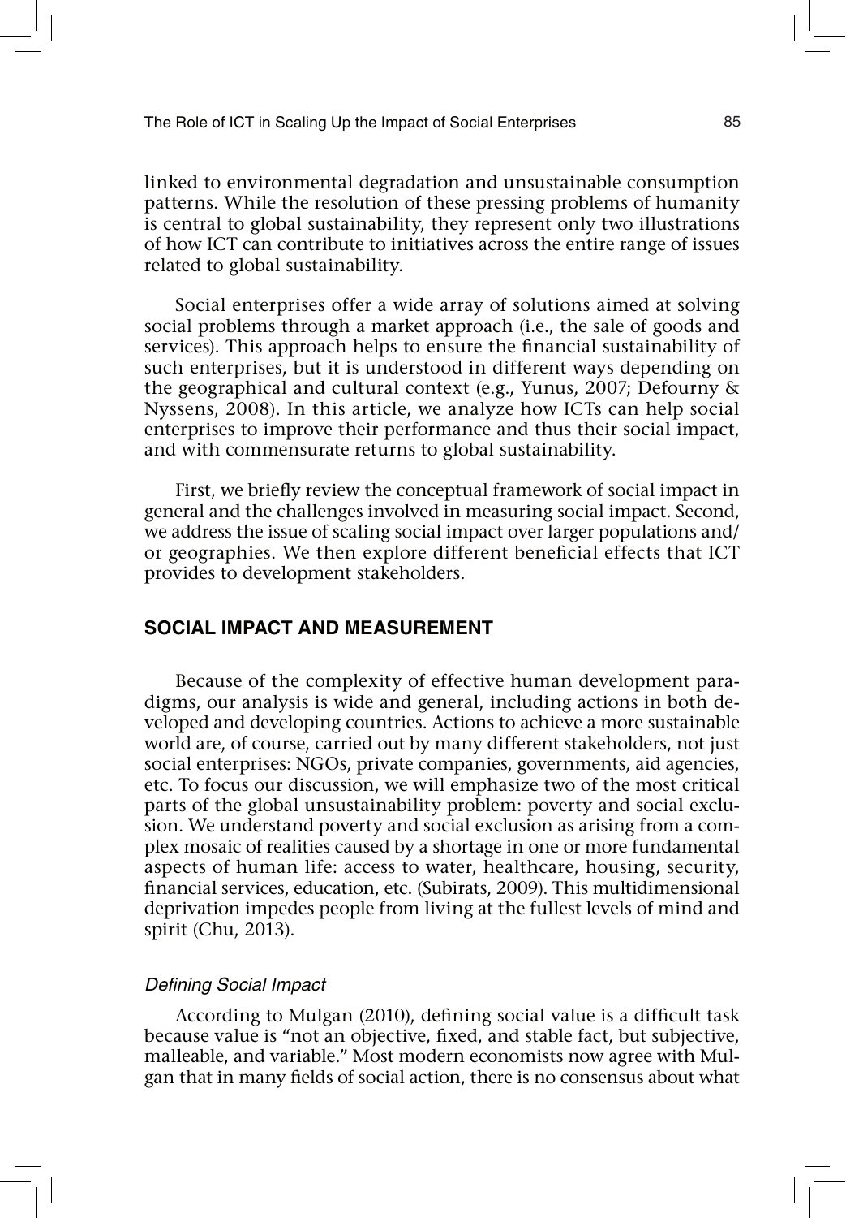linked to environmental degradation and unsustainable consumption patterns. While the resolution of these pressing problems of humanity is central to global sustainability, they represent only two illustrations of how ICT can contribute to initiatives across the entire range of issues related to global sustainability.

Social enterprises offer a wide array of solutions aimed at solving social problems through a market approach (i.e., the sale of goods and services). This approach helps to ensure the financial sustainability of such enterprises, but it is understood in different ways depending on the geographical and cultural context (e.g., Yunus, 2007; Defourny & Nyssens, 2008). In this article, we analyze how ICTs can help social enterprises to improve their performance and thus their social impact, and with commensurate returns to global sustainability.

First, we briefly review the conceptual framework of social impact in general and the challenges involved in measuring social impact. Second, we address the issue of scaling social impact over larger populations and/or geographies. We then explore different beneficial effects that ICT provides to development stakeholders.

## SOCIAL IMPACT AND MEASUREMENT

Because of the complexity of effective human development paradigms, our analysis is wide and general, including actions in both developed and developing countries. Actions to achieve a more sustainable world are, of course, carried out by many different stakeholders, not just social enterprises: NGOs, private companies, governments, aid agencies, etc. To focus our discussion, we will emphasize two of the most critical parts of the global unsustainability problem: poverty and social exclusion. We understand poverty and social exclusion as arising from a complex mosaic of realities caused by a shortage in one or more fundamental aspects of human life: access to water, healthcare, housing, security, financial services, education, etc. (Subirats, 2009). This multidimensional deprivation impedes people from living at the fullest levels of mind and spirit (Chu, 2013).

### *Defining Social Impact*

According to Mulgan (2010), defining social value is a difficult task because value is "not an objective, fixed, and stable fact, but subjective, malleable, and variable." Most modern economists now agree with Mulgan that in many fields of social action, there is no consensus about what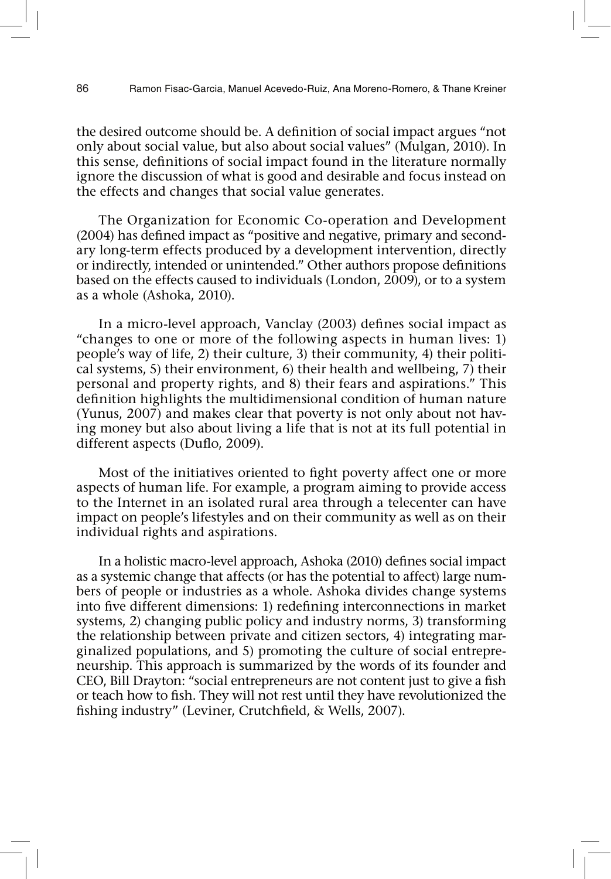the desired outcome should be. A definition of social impact argues "not only about social value, but also about social values" (Mulgan, 2010). In this sense, definitions of social impact found in the literature normally ignore the discussion of what is good and desirable and focus instead on the effects and changes that social value generates.

The Organization for Economic Co-operation and Development (2004) has defined impact as "positive and negative, primary and secondary long-term effects produced by a development intervention, directly or indirectly, intended or unintended." Other authors propose definitions based on the effects caused to individuals (London, 2009), or to a system as a whole (Ashoka, 2010).

In a micro-level approach, Vanclay (2003) defines social impact as "changes to one or more of the following aspects in human lives: 1) people's way of life, 2) their culture, 3) their community, 4) their political systems, 5) their environment, 6) their health and wellbeing, 7) their personal and property rights, and 8) their fears and aspirations." This definition highlights the multidimensional condition of human nature (Yunus, 2007) and makes clear that poverty is not only about not having money but also about living a life that is not at its full potential in different aspects (Duflo, 2009).

Most of the initiatives oriented to fight poverty affect one or more aspects of human life. For example, a program aiming to provide access to the Internet in an isolated rural area through a telecenter can have impact on people's lifestyles and on their community as well as on their individual rights and aspirations.

In a holistic macro-level approach, Ashoka (2010) defines social impact as a systemic change that affects (or has the potential to affect) large numbers of people or industries as a whole. Ashoka divides change systems into five different dimensions: 1) redefining interconnections in market systems, 2) changing public policy and industry norms, 3) transforming the relationship between private and citizen sectors, 4) integrating marginalized populations, and 5) promoting the culture of social entrepreneurship. This approach is summarized by the words of its founder and CEO, Bill Drayton: "social entrepreneurs are not content just to give a fish or teach how to fish. They will not rest until they have revolutionized the fishing industry" (Leviner, Crutchfield, & Wells, 2007).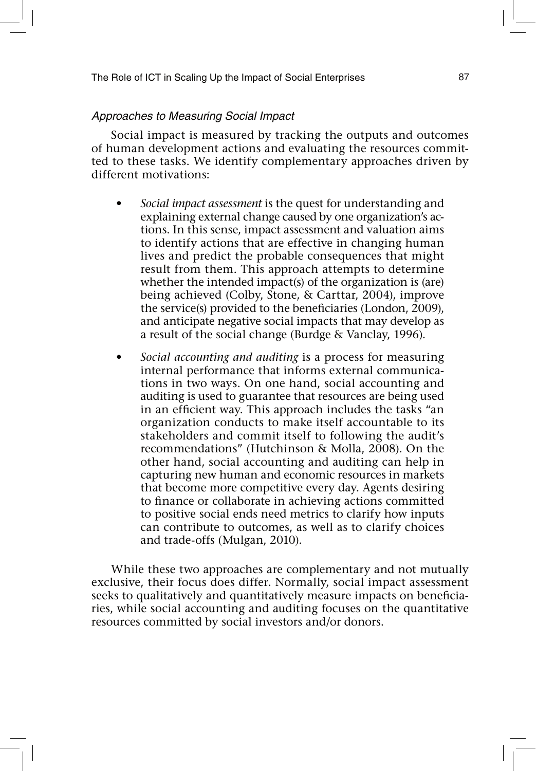### *Approaches to Measuring Social Impact*

Social impact is measured by tracking the outputs and outcomes of human development actions and evaluating the resources committed to these tasks. We identify complementary approaches driven by different motivations:

- *Social impact assessment* is the quest for understanding and explaining external change caused by one organization's actions. In this sense, impact assessment and valuation aims to identify actions that are effective in changing human lives and predict the probable consequences that might result from them. This approach attempts to determine whether the intended impact(s) of the organization is (are) being achieved (Colby, Stone, & Carttar, 2004), improve the service(s) provided to the beneficiaries (London, 2009), and anticipate negative social impacts that may develop as a result of the social change (Burdge & Vanclay, 1996).
- *Social accounting and auditing* is a process for measuring internal performance that informs external communications in two ways. On one hand, social accounting and auditing is used to guarantee that resources are being used in an efficient way. This approach includes the tasks "an organization conducts to make itself accountable to its stakeholders and commit itself to following the audit's recommendations" (Hutchinson & Molla, 2008). On the other hand, social accounting and auditing can help in capturing new human and economic resources in markets that become more competitive every day. Agents desiring to finance or collaborate in achieving actions committed to positive social ends need metrics to clarify how inputs can contribute to outcomes, as well as to clarify choices and trade-offs (Mulgan, 2010).

While these two approaches are complementary and not mutually exclusive, their focus does differ. Normally, social impact assessment seeks to qualitatively and quantitatively measure impacts on beneficiaries, while social accounting and auditing focuses on the quantitative resources committed by social investors and/or donors.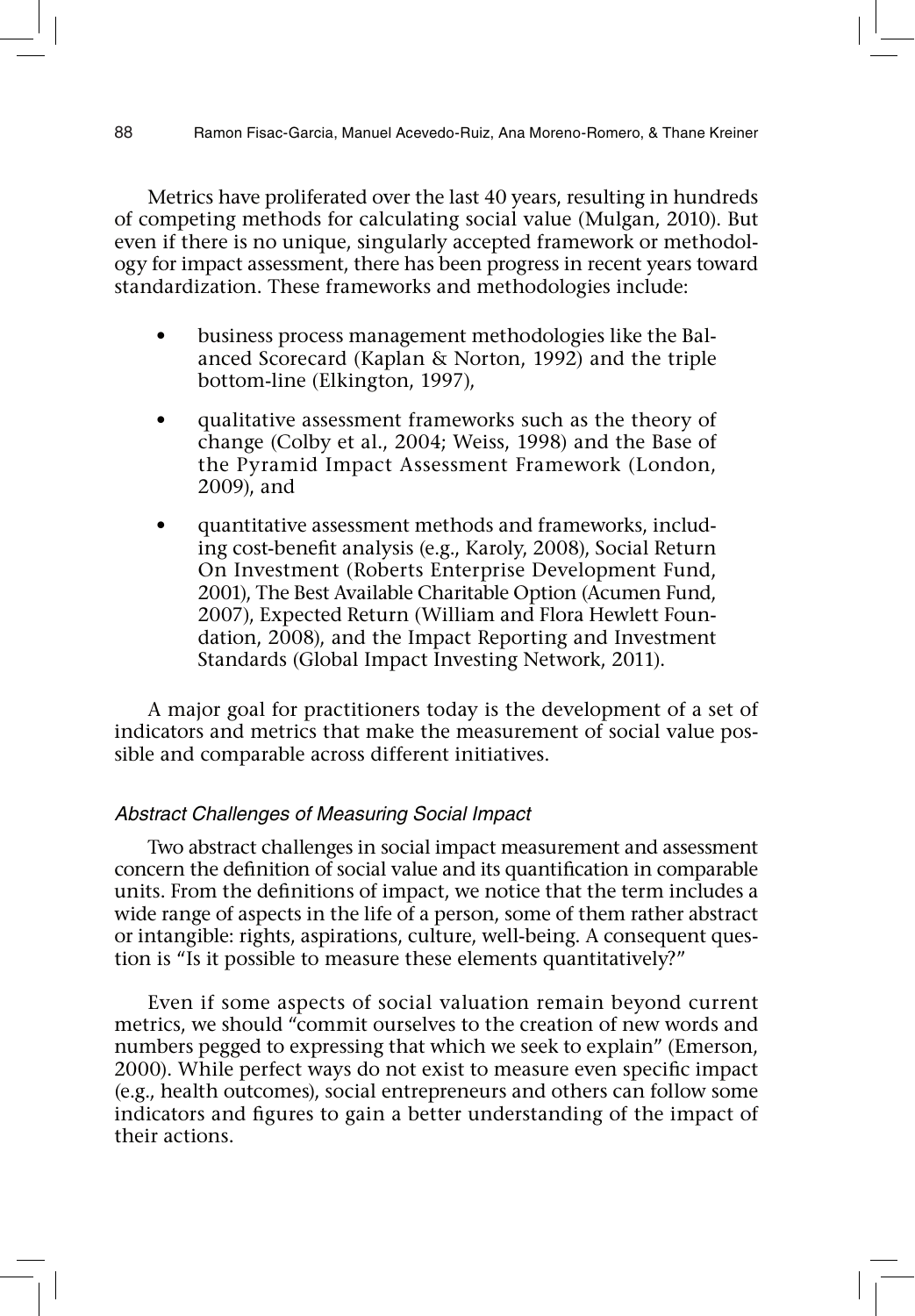Metrics have proliferated over the last 40 years, resulting in hundreds of competing methods for calculating social value (Mulgan, 2010). But even if there is no unique, singularly accepted framework or methodology for impact assessment, there has been progress in recent years toward standardization. These frameworks and methodologies include:

- business process management methodologies like the Balanced Scorecard (Kaplan & Norton, 1992) and the triple bottom-line (Elkington, 1997),
- qualitative assessment frameworks such as the theory of change (Colby et al., 2004; Weiss, 1998) and the Base of the Pyramid Impact Assessment Framework (London, 2009), and
- quantitative assessment methods and frameworks, including cost-benefit analysis (e.g., Karoly, 2008), Social Return On Investment (Roberts Enterprise Development Fund, 2001), The Best Available Charitable Option (Acumen Fund, 2007), Expected Return (William and Flora Hewlett Foundation, 2008), and the Impact Reporting and Investment Standards (Global Impact Investing Network, 2011).

A major goal for practitioners today is the development of a set of indicators and metrics that make the measurement of social value possible and comparable across different initiatives.

### *Abstract Challenges of Measuring Social Impact*

Two abstract challenges in social impact measurement and assessment concern the definition of social value and its quantification in comparable units. From the definitions of impact, we notice that the term includes a wide range of aspects in the life of a person, some of them rather abstract or intangible: rights, aspirations, culture, well-being. A consequent question is "Is it possible to measure these elements quantitatively?"

Even if some aspects of social valuation remain beyond current metrics, we should "commit ourselves to the creation of new words and numbers pegged to expressing that which we seek to explain" (Emerson, 2000). While perfect ways do not exist to measure even specific impact (e.g., health outcomes), social entrepreneurs and others can follow some indicators and figures to gain a better understanding of the impact of their actions.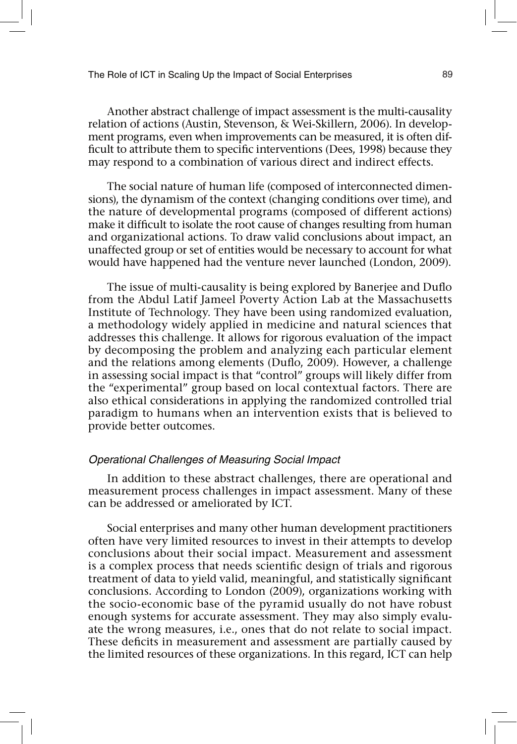Another abstract challenge of impact assessment is the multi-causality relation of actions (Austin, Stevenson, & Wei-Skillern, 2006). In development programs, even when improvements can be measured, it is often difficult to attribute them to specific interventions (Dees, 1998) because they may respond to a combination of various direct and indirect effects.

The social nature of human life (composed of interconnected dimensions), the dynamism of the context (changing conditions over time), and the nature of developmental programs (composed of different actions) make it difficult to isolate the root cause of changes resulting from human and organizational actions. To draw valid conclusions about impact, an unaffected group or set of entities would be necessary to account for what would have happened had the venture never launched (London, 2009).

The issue of multi-causality is being explored by Banerjee and Duflo from the Abdul Latif Jameel Poverty Action Lab at the Massachusetts Institute of Technology. They have been using randomized evaluation, a methodology widely applied in medicine and natural sciences that addresses this challenge. It allows for rigorous evaluation of the impact by decomposing the problem and analyzing each particular element and the relations among elements (Duflo, 2009). However, a challenge in assessing social impact is that "control" groups will likely differ from the "experimental" group based on local contextual factors. There are also ethical considerations in applying the randomized controlled trial paradigm to humans when an intervention exists that is believed to provide better outcomes.

### *Operational Challenges of Measuring Social Impact*

In addition to these abstract challenges, there are operational and measurement process challenges in impact assessment. Many of these can be addressed or ameliorated by ICT.

Social enterprises and many other human development practitioners often have very limited resources to invest in their attempts to develop conclusions about their social impact. Measurement and assessment is a complex process that needs scientific design of trials and rigorous treatment of data to yield valid, meaningful, and statistically significant conclusions. According to London (2009), organizations working with the socio-economic base of the pyramid usually do not have robust enough systems for accurate assessment. They may also simply evaluate the wrong measures, i.e., ones that do not relate to social impact. These deficits in measurement and assessment are partially caused by the limited resources of these organizations. In this regard, ICT can help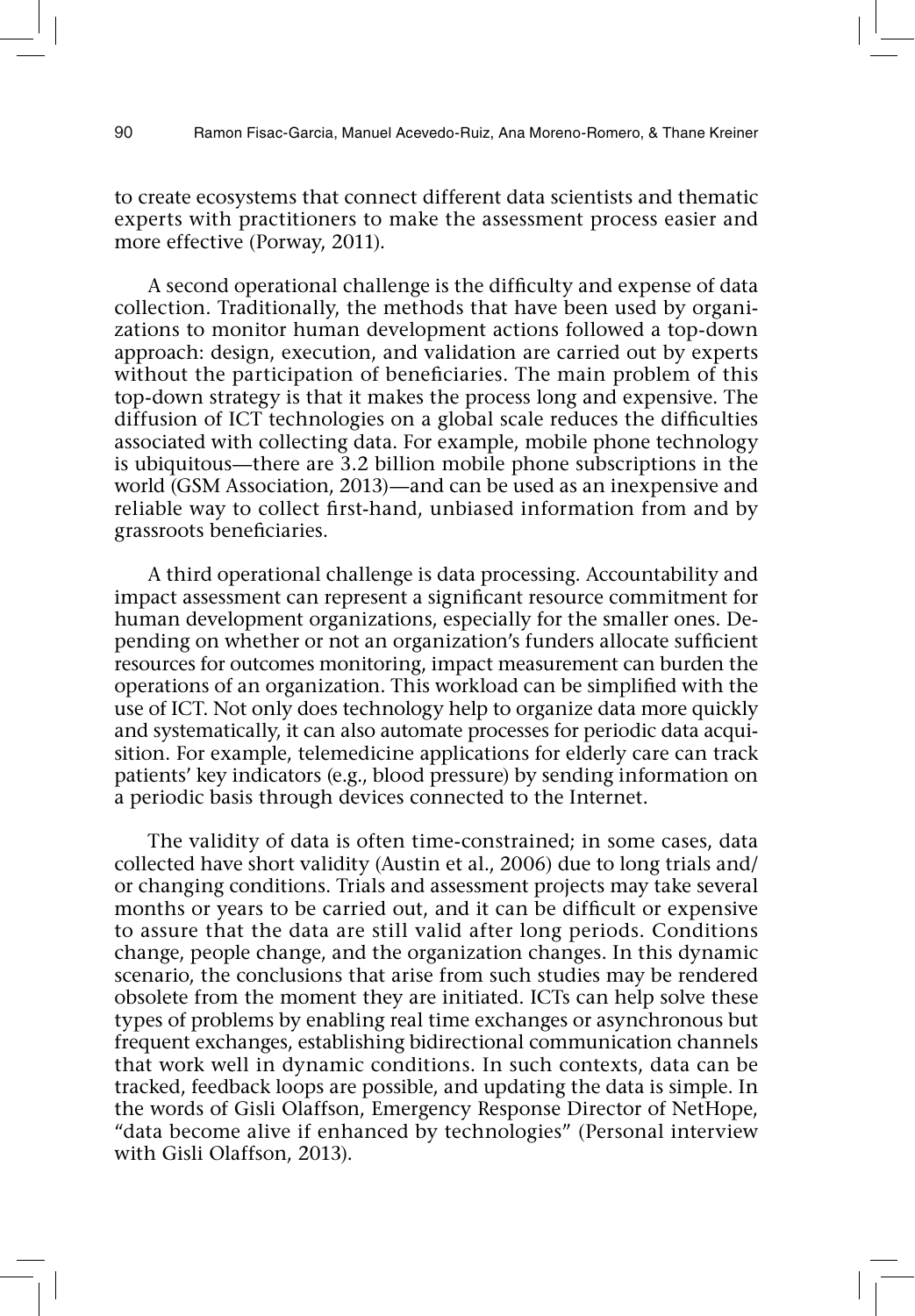to create ecosystems that connect different data scientists and thematic experts with practitioners to make the assessment process easier and more effective (Porway, 2011).

A second operational challenge is the difficulty and expense of data collection. Traditionally, the methods that have been used by organizations to monitor human development actions followed a top-down approach: design, execution, and validation are carried out by experts without the participation of beneficiaries. The main problem of this top-down strategy is that it makes the process long and expensive. The diffusion of ICT technologies on a global scale reduces the difficulties associated with collecting data. For example, mobile phone technology is ubiquitous—there are 3.2 billion mobile phone subscriptions in the world (GSM Association, 2013)—and can be used as an inexpensive and reliable way to collect first-hand, unbiased information from and by grassroots beneficiaries.

A third operational challenge is data processing. Accountability and impact assessment can represent a significant resource commitment for human development organizations, especially for the smaller ones. Depending on whether or not an organization's funders allocate sufficient resources for outcomes monitoring, impact measurement can burden the operations of an organization. This workload can be simplified with the use of ICT. Not only does technology help to organize data more quickly and systematically, it can also automate processes for periodic data acquisition. For example, telemedicine applications for elderly care can track patients' key indicators (e.g., blood pressure) by sending information on a periodic basis through devices connected to the Internet.

The validity of data is often time-constrained; in some cases, data collected have short validity (Austin et al., 2006) due to long trials and/or changing conditions. Trials and assessment projects may take several months or years to be carried out, and it can be difficult or expensive to assure that the data are still valid after long periods. Conditions change, people change, and the organization changes. In this dynamic scenario, the conclusions that arise from such studies may be rendered obsolete from the moment they are initiated. ICTs can help solve these types of problems by enabling real time exchanges or asynchronous but frequent exchanges, establishing bidirectional communication channels that work well in dynamic conditions. In such contexts, data can be tracked, feedback loops are possible, and updating the data is simple. In the words of Gisli Olaffson, Emergency Response Director of NetHope, "data become alive if enhanced by technologies" (Personal interview with Gisli Olaffson, 2013).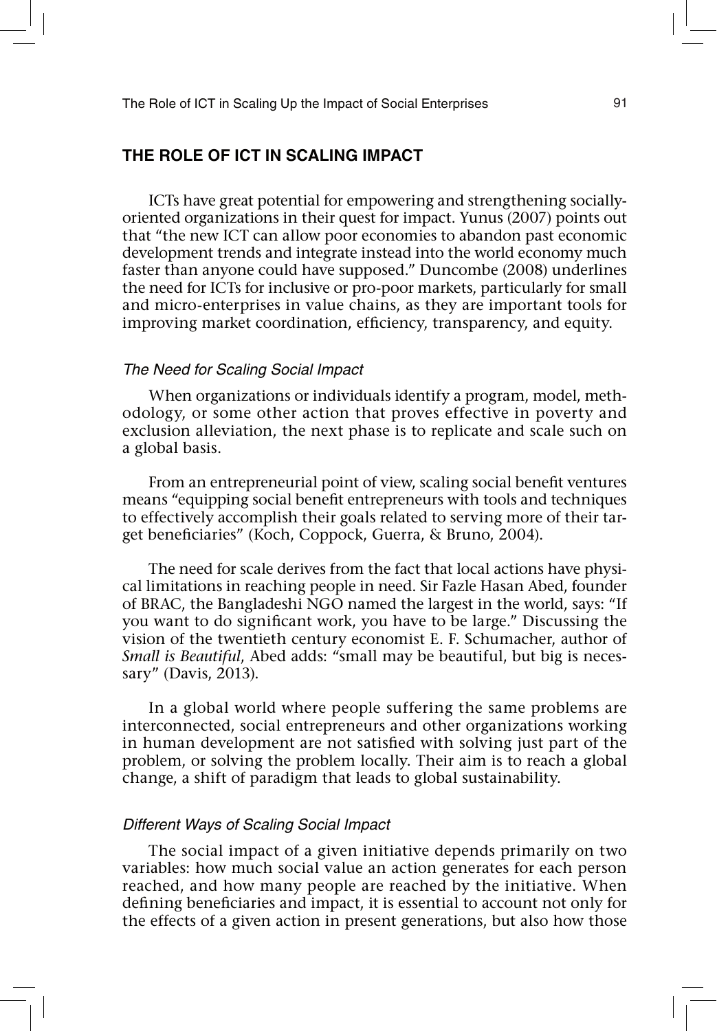## THE ROLE OF ICT IN SCALING IMPACT

ICTs have great potential for empowering and strengthening socially-oriented organizations in their quest for impact. Yunus (2007) points out that "the new ICT can allow poor economies to abandon past economic development trends and integrate instead into the world economy much faster than anyone could have supposed." Duncombe (2008) underlines the need for ICTs for inclusive or pro-poor markets, particularly for small and micro-enterprises in value chains, as they are important tools for improving market coordination, efficiency, transparency, and equity.

### *The Need for Scaling Social Impact*

When organizations or individuals identify a program, model, methodology, or some other action that proves effective in poverty and exclusion alleviation, the next phase is to replicate and scale such on a global basis.

From an entrepreneurial point of view, scaling social benefit ventures means "equipping social benefit entrepreneurs with tools and techniques to effectively accomplish their goals related to serving more of their target beneficiaries" (Koch, Coppock, Guerra, & Bruno, 2004).

The need for scale derives from the fact that local actions have physical limitations in reaching people in need. Sir Fazle Hasan Abed, founder of BRAC, the Bangladeshi NGO named the largest in the world, says: "If you want to do significant work, you have to be large." Discussing the vision of the twentieth century economist E. F. Schumacher, author of *Small is Beautiful*, Abed adds: "small may be beautiful, but big is necessary" (Davis, 2013).

In a global world where people suffering the same problems are interconnected, social entrepreneurs and other organizations working in human development are not satisfied with solving just part of the problem, or solving the problem locally. Their aim is to reach a global change, a shift of paradigm that leads to global sustainability.

### *Different Ways of Scaling Social Impact*

The social impact of a given initiative depends primarily on two variables: how much social value an action generates for each person reached, and how many people are reached by the initiative. When defining beneficiaries and impact, it is essential to account not only for the effects of a given action in present generations, but also how those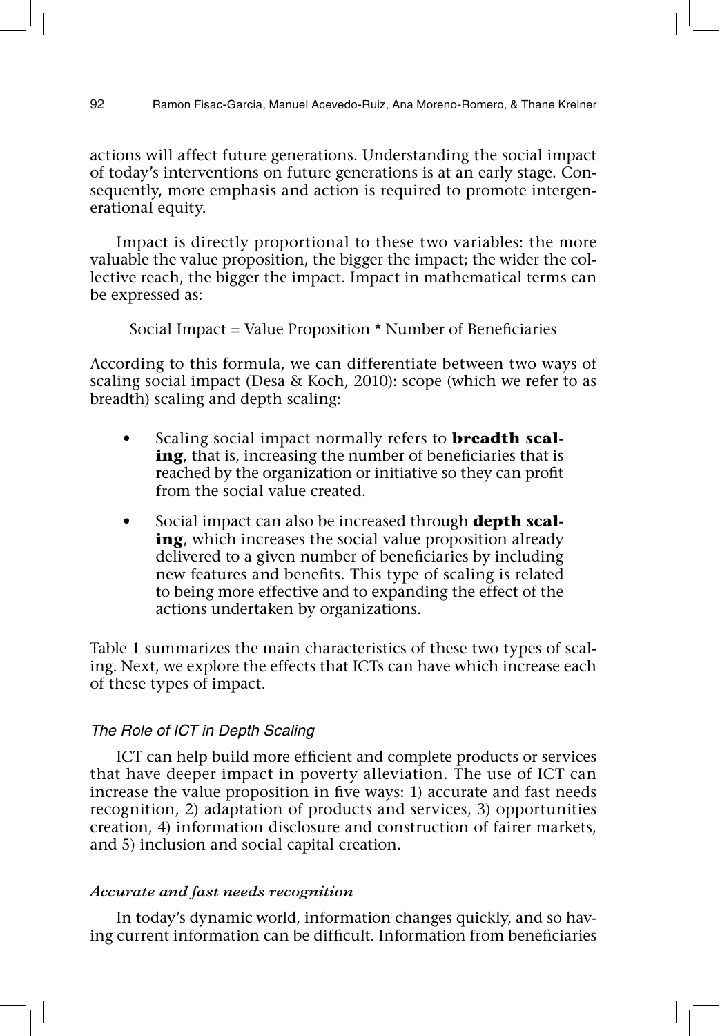actions will affect future generations. Understanding the social impact of today's interventions on future generations is at an early stage. Consequently, more emphasis and action is required to promote intergenerational equity.

Impact is directly proportional to these two variables: the more valuable the value proposition, the bigger the impact; the wider the collective reach, the bigger the impact. Impact in mathematical terms can be expressed as:

Social Impact = Value Proposition * Number of Beneficiaries

According to this formula, we can differentiate between two ways of scaling social impact (Desa & Koch, 2010): scope (which we refer to as breadth) scaling and depth scaling:

- Scaling social impact normally refers to **breadth scaling**, that is, increasing the number of beneficiaries that is reached by the organization or initiative so they can profit from the social value created.
- Social impact can also be increased through **depth scaling**, which increases the social value proposition already delivered to a given number of beneficiaries by including new features and benefits. This type of scaling is related to being more effective and to expanding the effect of the actions undertaken by organizations.

Table 1 summarizes the main characteristics of these two types of scaling. Next, we explore the effects that ICTs can have which increase each of these types of impact.

### *The Role of ICT in Depth Scaling*

ICT can help build more efficient and complete products or services that have deeper impact in poverty alleviation. The use of ICT can increase the value proposition in five ways: 1) accurate and fast needs recognition, 2) adaptation of products and services, 3) opportunities creation, 4) information disclosure and construction of fairer markets, and 5) inclusion and social capital creation.

#### *Accurate and fast needs recognition*

In today's dynamic world, information changes quickly, and so having current information can be difficult. Information from beneficiaries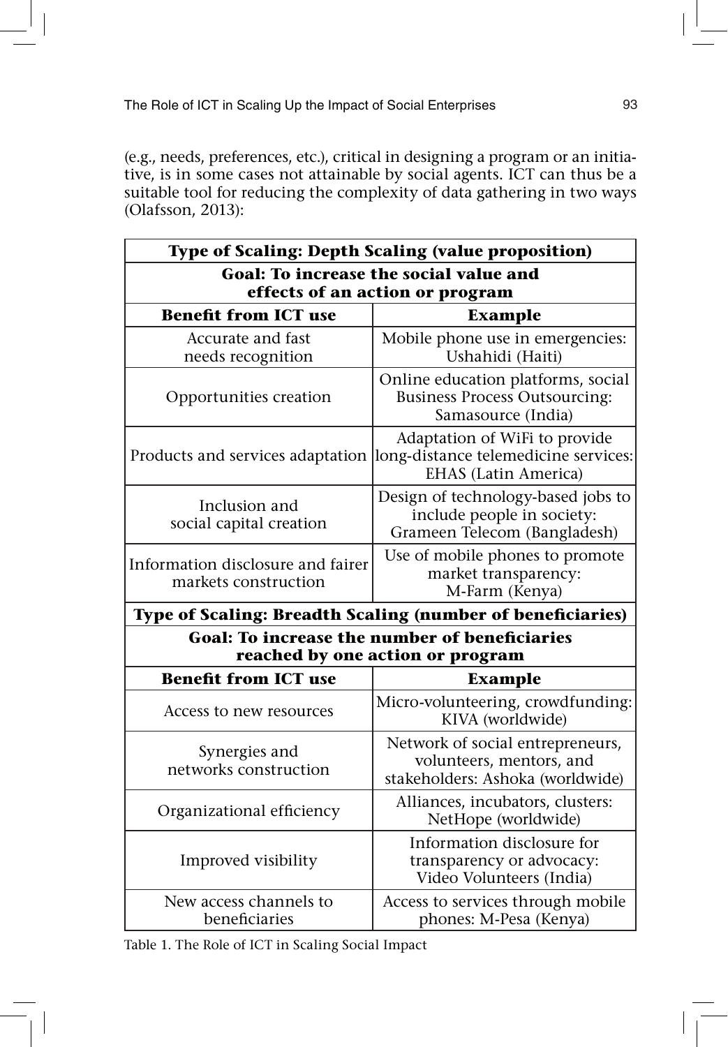(e.g., needs, preferences, etc.), critical in designing a program or an initiative, is in some cases not attainable by social agents. ICT can thus be a suitable tool for reducing the complexity of data gathering in two ways (Olafsson, 2013):

| **Type of Scaling: Depth Scaling (value proposition)** | |
|---|---|
| **Goal: To increase the social value and effects of an action or program** | |
| **Benefit from ICT use** | **Example** |
| Accurate and fast needs recognition | Mobile phone use in emergencies: Ushahidi (Haiti) |
| Opportunities creation | Online education platforms, social Business Process Outsourcing: Samasource (India) |
| Products and services adaptation | Adaptation of WiFi to provide long-distance telemedicine services: EHAS (Latin America) |
| Inclusion and social capital creation | Design of technology-based jobs to include people in society: Grameen Telecom (Bangladesh) |
| Information disclosure and fairer markets construction | Use of mobile phones to promote market transparency: M-Farm (Kenya) |
| **Type of Scaling: Breadth Scaling (number of beneficiaries)** | |
| **Goal: To increase the number of beneficiaries reached by one action or program** | |
| **Benefit from ICT use** | **Example** |
| Access to new resources | Micro-volunteering, crowdfunding: KIVA (worldwide) |
| Synergies and networks construction | Network of social entrepreneurs, volunteers, mentors, and stakeholders: Ashoka (worldwide) |
| Organizational efficiency | Alliances, incubators, clusters: NetHope (worldwide) |
| Improved visibility | Information disclosure for transparency or advocacy: Video Volunteers (India) |
| New access channels to beneficiaries | Access to services through mobile phones: M-Pesa (Kenya) |

Table 1. The Role of ICT in Scaling Social Impact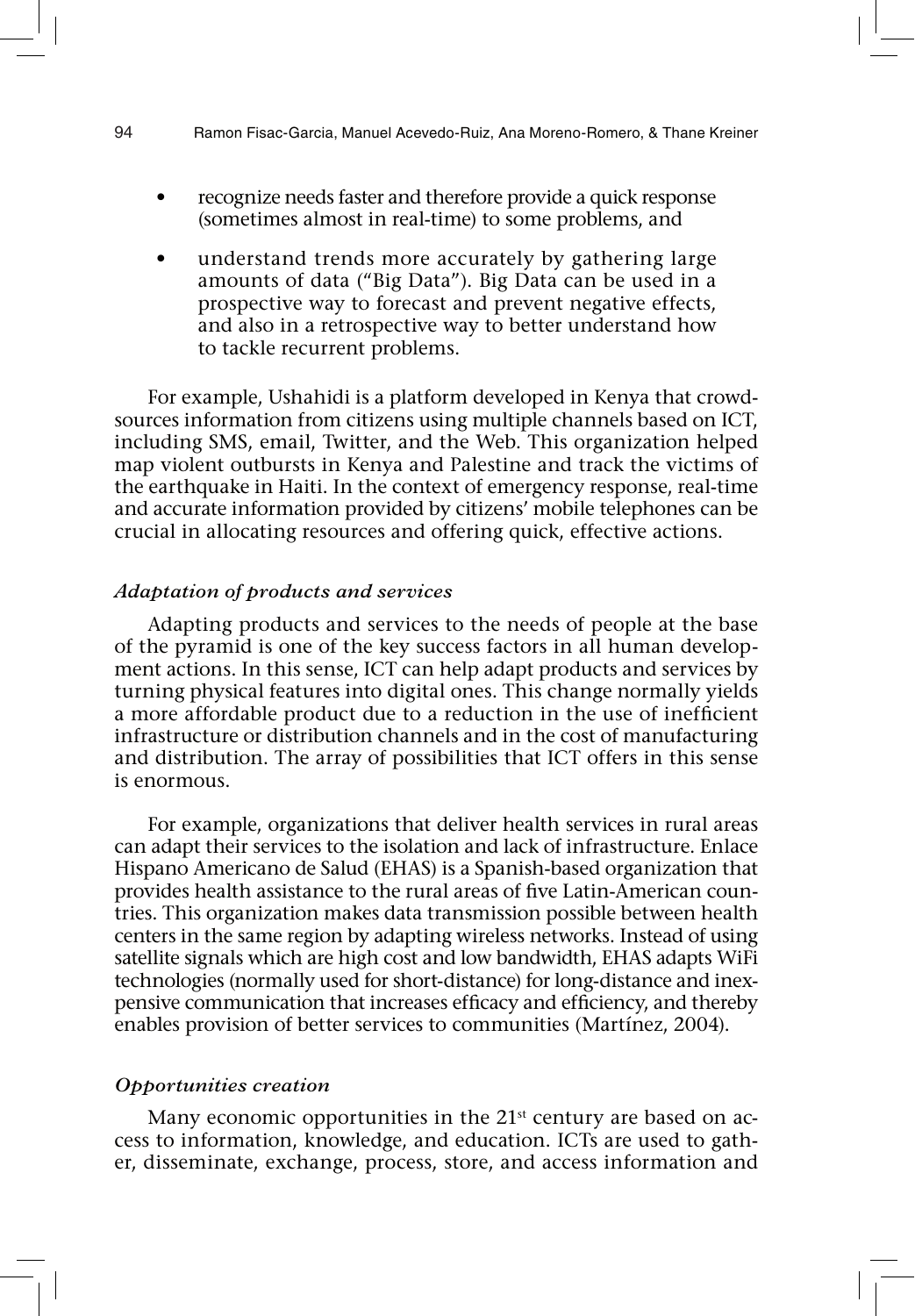- recognize needs faster and therefore provide a quick response (sometimes almost in real-time) to some problems, and
- understand trends more accurately by gathering large amounts of data ("Big Data"). Big Data can be used in a prospective way to forecast and prevent negative effects, and also in a retrospective way to better understand how to tackle recurrent problems.

For example, Ushahidi is a platform developed in Kenya that crowdsources information from citizens using multiple channels based on ICT, including SMS, email, Twitter, and the Web. This organization helped map violent outbursts in Kenya and Palestine and track the victims of the earthquake in Haiti. In the context of emergency response, real-time and accurate information provided by citizens' mobile telephones can be crucial in allocating resources and offering quick, effective actions.

### *Adaptation of products and services*

Adapting products and services to the needs of people at the base of the pyramid is one of the key success factors in all human development actions. In this sense, ICT can help adapt products and services by turning physical features into digital ones. This change normally yields a more affordable product due to a reduction in the use of inefficient infrastructure or distribution channels and in the cost of manufacturing and distribution. The array of possibilities that ICT offers in this sense is enormous.

For example, organizations that deliver health services in rural areas can adapt their services to the isolation and lack of infrastructure. Enlace Hispano Americano de Salud (EHAS) is a Spanish-based organization that provides health assistance to the rural areas of five Latin-American countries. This organization makes data transmission possible between health centers in the same region by adapting wireless networks. Instead of using satellite signals which are high cost and low bandwidth, EHAS adapts WiFi technologies (normally used for short-distance) for long-distance and inexpensive communication that increases efficacy and efficiency, and thereby enables provision of better services to communities (Martínez, 2004).

### *Opportunities creation*

Many economic opportunities in the 21st century are based on access to information, knowledge, and education. ICTs are used to gather, disseminate, exchange, process, store, and access information and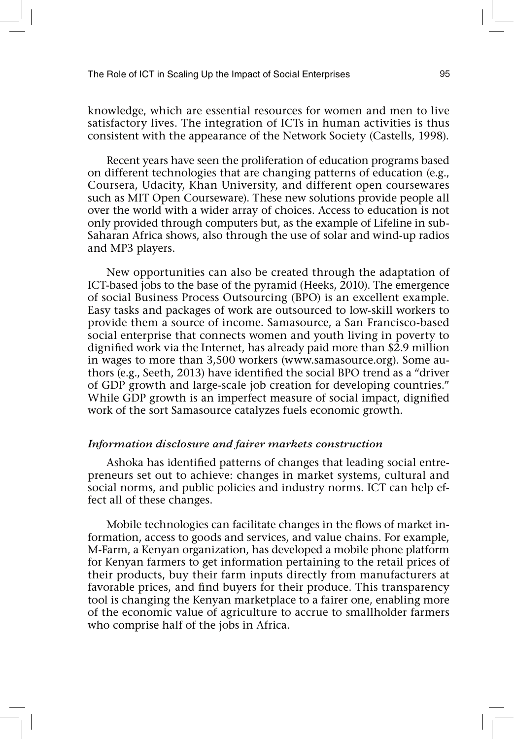knowledge, which are essential resources for women and men to live satisfactory lives. The integration of ICTs in human activities is thus consistent with the appearance of the Network Society (Castells, 1998).

Recent years have seen the proliferation of education programs based on different technologies that are changing patterns of education (e.g., Coursera, Udacity, Khan University, and different open coursewares such as MIT Open Courseware). These new solutions provide people all over the world with a wider array of choices. Access to education is not only provided through computers but, as the example of Lifeline in sub-Saharan Africa shows, also through the use of solar and wind-up radios and MP3 players.

New opportunities can also be created through the adaptation of ICT-based jobs to the base of the pyramid (Heeks, 2010). The emergence of social Business Process Outsourcing (BPO) is an excellent example. Easy tasks and packages of work are outsourced to low-skill workers to provide them a source of income. Samasource, a San Francisco-based social enterprise that connects women and youth living in poverty to dignified work via the Internet, has already paid more than $2.9 million in wages to more than 3,500 workers (www.samasource.org). Some authors (e.g., Seeth, 2013) have identified the social BPO trend as a "driver of GDP growth and large-scale job creation for developing countries." While GDP growth is an imperfect measure of social impact, dignified work of the sort Samasource catalyzes fuels economic growth.

### *Information disclosure and fairer markets construction*

Ashoka has identified patterns of changes that leading social entrepreneurs set out to achieve: changes in market systems, cultural and social norms, and public policies and industry norms. ICT can help effect all of these changes.

Mobile technologies can facilitate changes in the flows of market information, access to goods and services, and value chains. For example, M-Farm, a Kenyan organization, has developed a mobile phone platform for Kenyan farmers to get information pertaining to the retail prices of their products, buy their farm inputs directly from manufacturers at favorable prices, and find buyers for their produce. This transparency tool is changing the Kenyan marketplace to a fairer one, enabling more of the economic value of agriculture to accrue to smallholder farmers who comprise half of the jobs in Africa.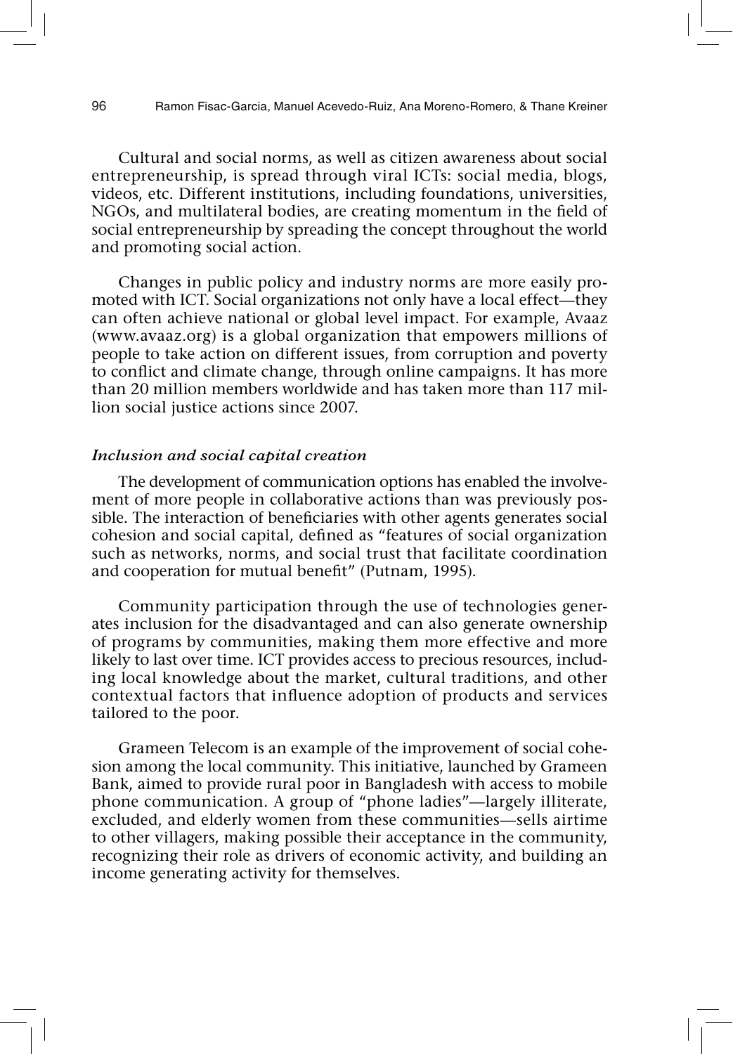Cultural and social norms, as well as citizen awareness about social entrepreneurship, is spread through viral ICTs: social media, blogs, videos, etc. Different institutions, including foundations, universities, NGOs, and multilateral bodies, are creating momentum in the field of social entrepreneurship by spreading the concept throughout the world and promoting social action.

Changes in public policy and industry norms are more easily promoted with ICT. Social organizations not only have a local effect—they can often achieve national or global level impact. For example, Avaaz (www.avaaz.org) is a global organization that empowers millions of people to take action on different issues, from corruption and poverty to conflict and climate change, through online campaigns. It has more than 20 million members worldwide and has taken more than 117 million social justice actions since 2007.

### *Inclusion and social capital creation*

The development of communication options has enabled the involvement of more people in collaborative actions than was previously possible. The interaction of beneficiaries with other agents generates social cohesion and social capital, defined as "features of social organization such as networks, norms, and social trust that facilitate coordination and cooperation for mutual benefit" (Putnam, 1995).

Community participation through the use of technologies generates inclusion for the disadvantaged and can also generate ownership of programs by communities, making them more effective and more likely to last over time. ICT provides access to precious resources, including local knowledge about the market, cultural traditions, and other contextual factors that influence adoption of products and services tailored to the poor.

Grameen Telecom is an example of the improvement of social cohesion among the local community. This initiative, launched by Grameen Bank, aimed to provide rural poor in Bangladesh with access to mobile phone communication. A group of "phone ladies"—largely illiterate, excluded, and elderly women from these communities—sells airtime to other villagers, making possible their acceptance in the community, recognizing their role as drivers of economic activity, and building an income generating activity for themselves.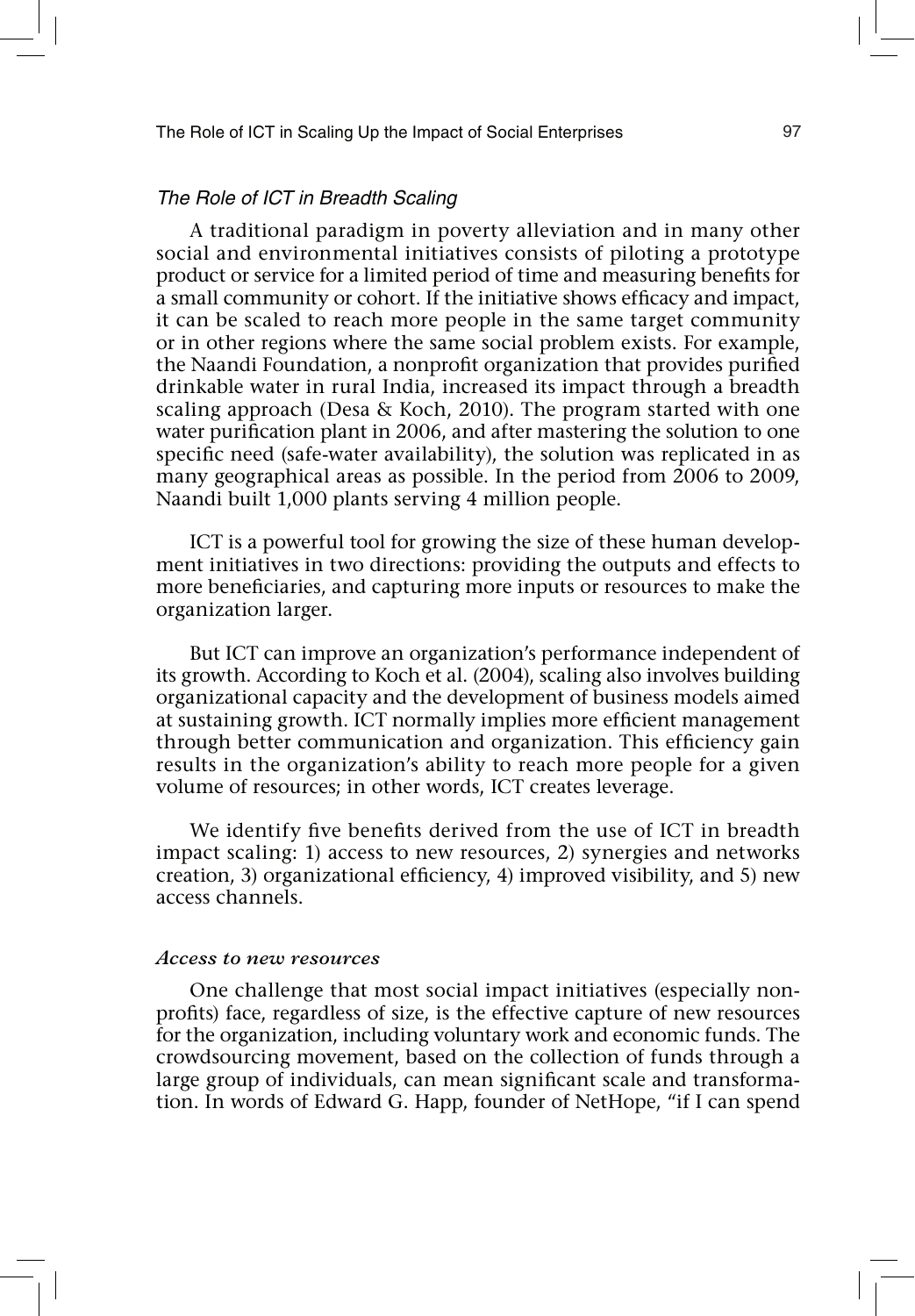### *The Role of ICT in Breadth Scaling*

A traditional paradigm in poverty alleviation and in many other social and environmental initiatives consists of piloting a prototype product or service for a limited period of time and measuring benefits for a small community or cohort. If the initiative shows efficacy and impact, it can be scaled to reach more people in the same target community or in other regions where the same social problem exists. For example, the Naandi Foundation, a nonprofit organization that provides purified drinkable water in rural India, increased its impact through a breadth scaling approach (Desa & Koch, 2010). The program started with one water purification plant in 2006, and after mastering the solution to one specific need (safe-water availability), the solution was replicated in as many geographical areas as possible. In the period from 2006 to 2009, Naandi built 1,000 plants serving 4 million people.

ICT is a powerful tool for growing the size of these human development initiatives in two directions: providing the outputs and effects to more beneficiaries, and capturing more inputs or resources to make the organization larger.

But ICT can improve an organization's performance independent of its growth. According to Koch et al. (2004), scaling also involves building organizational capacity and the development of business models aimed at sustaining growth. ICT normally implies more efficient management through better communication and organization. This efficiency gain results in the organization's ability to reach more people for a given volume of resources; in other words, ICT creates leverage.

We identify five benefits derived from the use of ICT in breadth impact scaling: 1) access to new resources, 2) synergies and networks creation, 3) organizational efficiency, 4) improved visibility, and 5) new access channels.

#### *Access to new resources*

One challenge that most social impact initiatives (especially nonprofits) face, regardless of size, is the effective capture of new resources for the organization, including voluntary work and economic funds. The crowdsourcing movement, based on the collection of funds through a large group of individuals, can mean significant scale and transformation. In words of Edward G. Happ, founder of NetHope, "if I can spend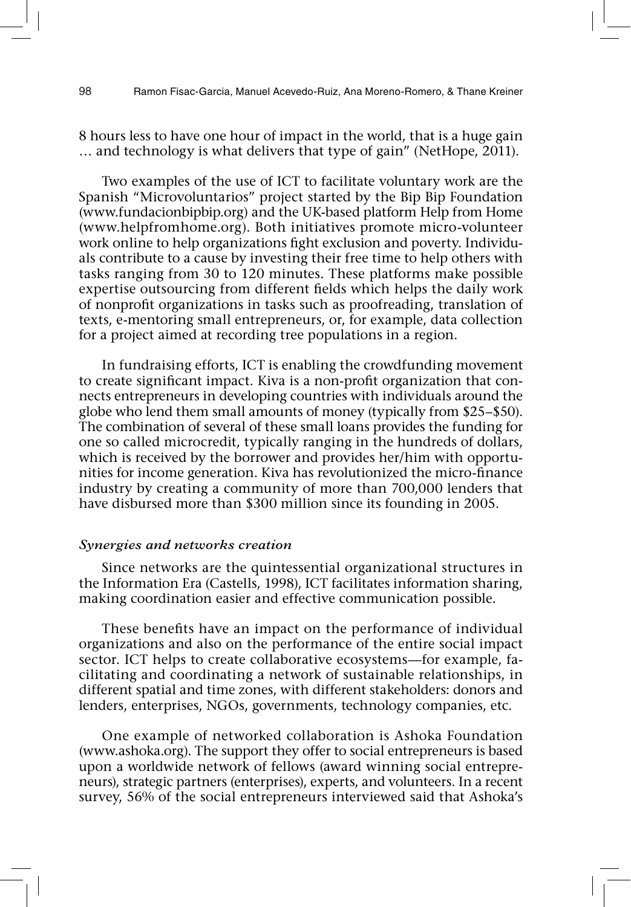8 hours less to have one hour of impact in the world, that is a huge gain … and technology is what delivers that type of gain" (NetHope, 2011).

Two examples of the use of ICT to facilitate voluntary work are the Spanish "Microvoluntarios" project started by the Bip Bip Foundation (www.fundacionbipbip.org) and the UK-based platform Help from Home (www.helpfromhome.org). Both initiatives promote micro-volunteer work online to help organizations fight exclusion and poverty. Individuals contribute to a cause by investing their free time to help others with tasks ranging from 30 to 120 minutes. These platforms make possible expertise outsourcing from different fields which helps the daily work of nonprofit organizations in tasks such as proofreading, translation of texts, e-mentoring small entrepreneurs, or, for example, data collection for a project aimed at recording tree populations in a region.

In fundraising efforts, ICT is enabling the crowdfunding movement to create significant impact. Kiva is a non-profit organization that connects entrepreneurs in developing countries with individuals around the globe who lend them small amounts of money (typically from $25–$50). The combination of several of these small loans provides the funding for one so called microcredit, typically ranging in the hundreds of dollars, which is received by the borrower and provides her/him with opportunities for income generation. Kiva has revolutionized the micro-finance industry by creating a community of more than 700,000 lenders that have disbursed more than $300 million since its founding in 2005.

### *Synergies and networks creation*

Since networks are the quintessential organizational structures in the Information Era (Castells, 1998), ICT facilitates information sharing, making coordination easier and effective communication possible.

These benefits have an impact on the performance of individual organizations and also on the performance of the entire social impact sector. ICT helps to create collaborative ecosystems—for example, facilitating and coordinating a network of sustainable relationships, in different spatial and time zones, with different stakeholders: donors and lenders, enterprises, NGOs, governments, technology companies, etc.

One example of networked collaboration is Ashoka Foundation (www.ashoka.org). The support they offer to social entrepreneurs is based upon a worldwide network of fellows (award winning social entrepreneurs), strategic partners (enterprises), experts, and volunteers. In a recent survey, 56% of the social entrepreneurs interviewed said that Ashoka's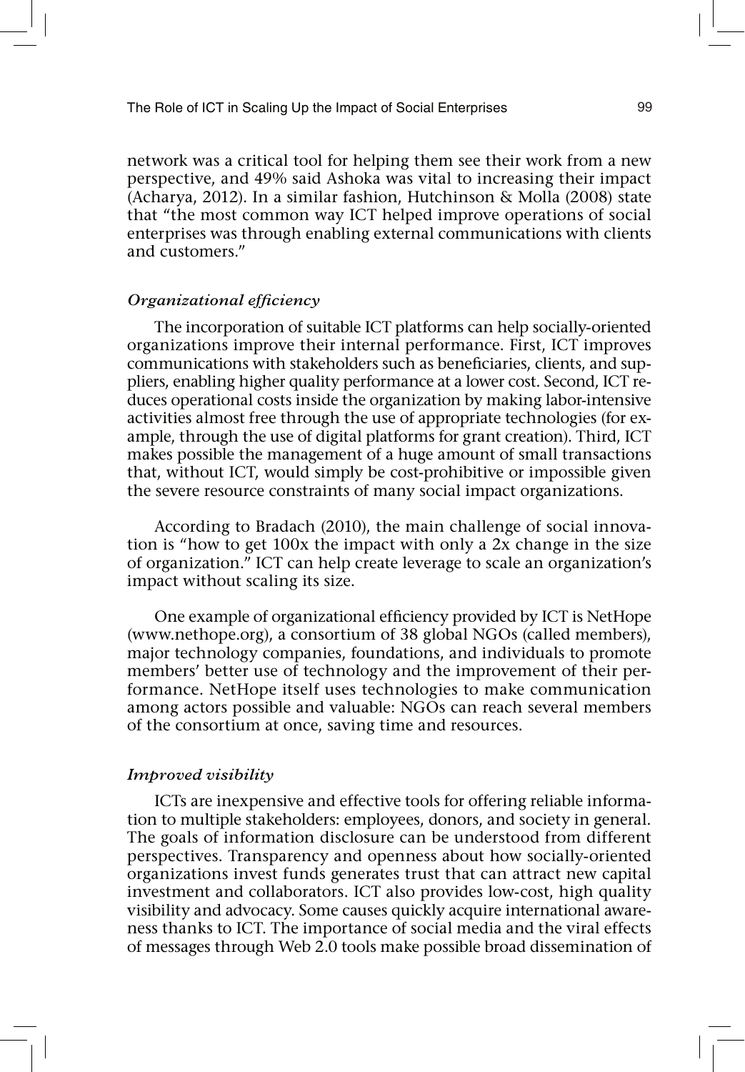network was a critical tool for helping them see their work from a new perspective, and 49% said Ashoka was vital to increasing their impact (Acharya, 2012). In a similar fashion, Hutchinson & Molla (2008) state that "the most common way ICT helped improve operations of social enterprises was through enabling external communications with clients and customers."

### *Organizational efficiency*

The incorporation of suitable ICT platforms can help socially-oriented organizations improve their internal performance. First, ICT improves communications with stakeholders such as beneficiaries, clients, and suppliers, enabling higher quality performance at a lower cost. Second, ICT reduces operational costs inside the organization by making labor-intensive activities almost free through the use of appropriate technologies (for example, through the use of digital platforms for grant creation). Third, ICT makes possible the management of a huge amount of small transactions that, without ICT, would simply be cost-prohibitive or impossible given the severe resource constraints of many social impact organizations.

According to Bradach (2010), the main challenge of social innovation is "how to get 100x the impact with only a 2x change in the size of organization." ICT can help create leverage to scale an organization's impact without scaling its size.

One example of organizational efficiency provided by ICT is NetHope (www.nethope.org), a consortium of 38 global NGOs (called members), major technology companies, foundations, and individuals to promote members' better use of technology and the improvement of their performance. NetHope itself uses technologies to make communication among actors possible and valuable: NGOs can reach several members of the consortium at once, saving time and resources.

### *Improved visibility*

ICTs are inexpensive and effective tools for offering reliable information to multiple stakeholders: employees, donors, and society in general. The goals of information disclosure can be understood from different perspectives. Transparency and openness about how socially-oriented organizations invest funds generates trust that can attract new capital investment and collaborators. ICT also provides low-cost, high quality visibility and advocacy. Some causes quickly acquire international awareness thanks to ICT. The importance of social media and the viral effects of messages through Web 2.0 tools make possible broad dissemination of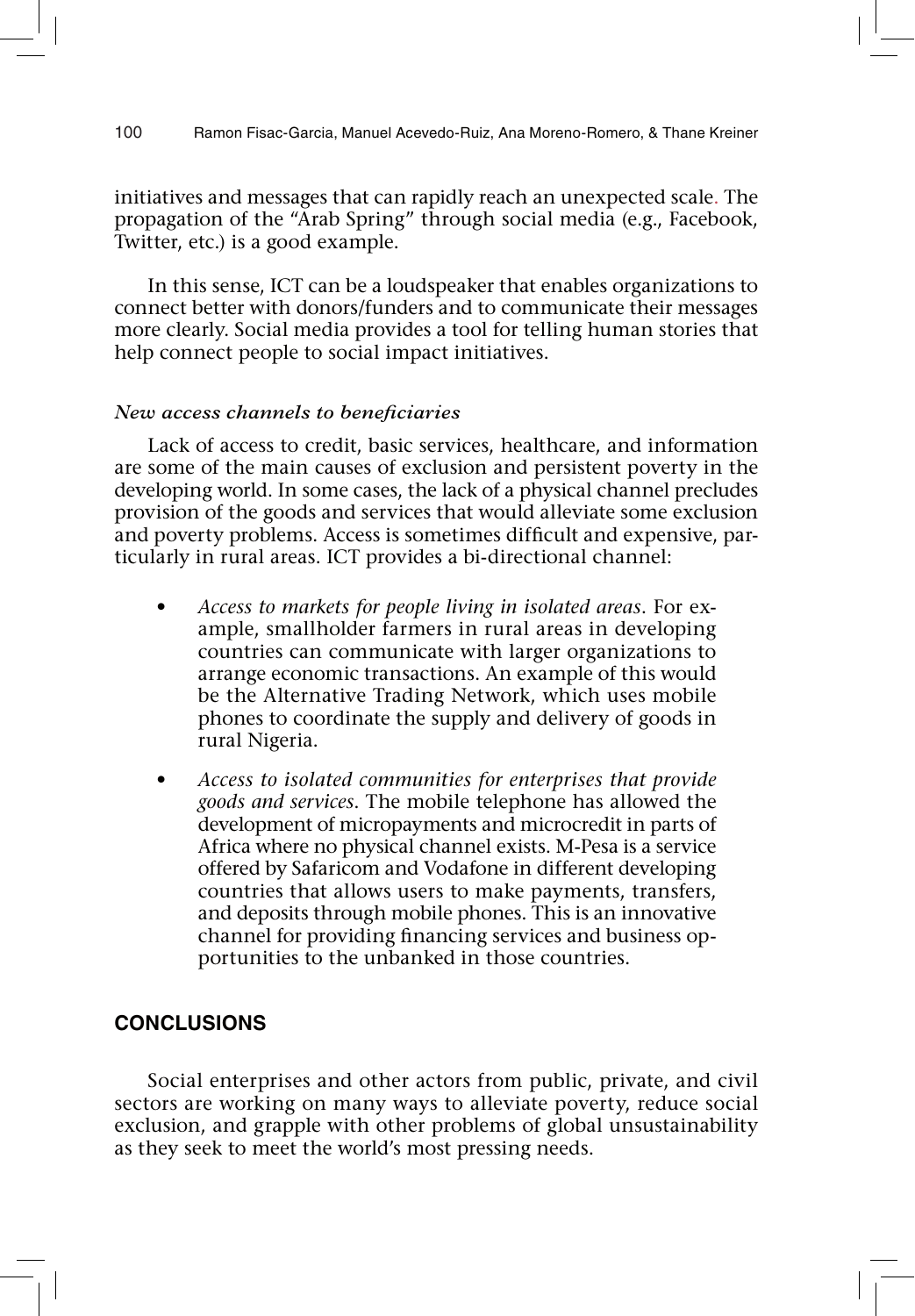initiatives and messages that can rapidly reach an unexpected scale. The propagation of the "Arab Spring" through social media (e.g., Facebook, Twitter, etc.) is a good example.

In this sense, ICT can be a loudspeaker that enables organizations to connect better with donors/funders and to communicate their messages more clearly. Social media provides a tool for telling human stories that help connect people to social impact initiatives.

*New access channels to beneficiaries*

Lack of access to credit, basic services, healthcare, and information are some of the main causes of exclusion and persistent poverty in the developing world. In some cases, the lack of a physical channel precludes provision of the goods and services that would alleviate some exclusion and poverty problems. Access is sometimes difficult and expensive, particularly in rural areas. ICT provides a bi-directional channel:

- *Access to markets for people living in isolated areas*. For example, smallholder farmers in rural areas in developing countries can communicate with larger organizations to arrange economic transactions. An example of this would be the Alternative Trading Network, which uses mobile phones to coordinate the supply and delivery of goods in rural Nigeria.
- *Access to isolated communities for enterprises that provide goods and services*. The mobile telephone has allowed the development of micropayments and microcredit in parts of Africa where no physical channel exists. M-Pesa is a service offered by Safaricom and Vodafone in different developing countries that allows users to make payments, transfers, and deposits through mobile phones. This is an innovative channel for providing financing services and business opportunities to the unbanked in those countries.

## CONCLUSIONS

Social enterprises and other actors from public, private, and civil sectors are working on many ways to alleviate poverty, reduce social exclusion, and grapple with other problems of global unsustainability as they seek to meet the world's most pressing needs.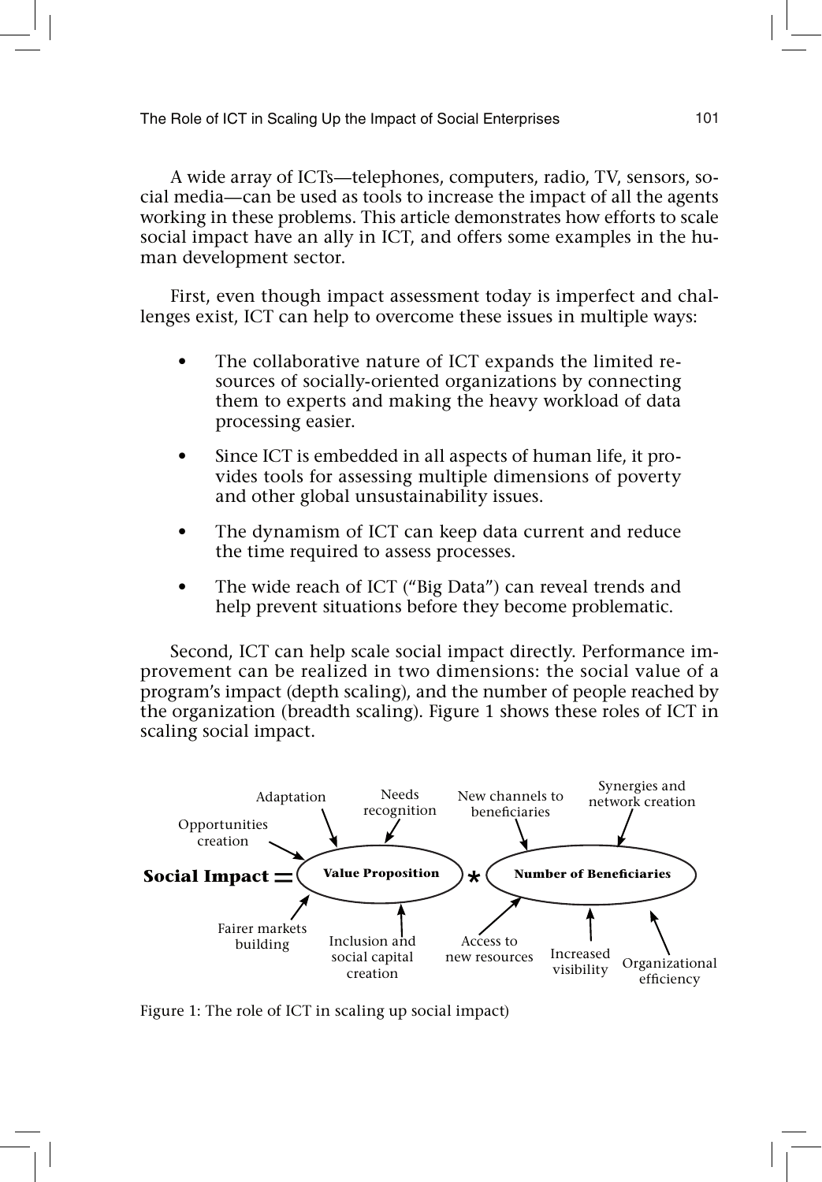A wide array of ICTs—telephones, computers, radio, TV, sensors, social media—can be used as tools to increase the impact of all the agents working in these problems. This article demonstrates how efforts to scale social impact have an ally in ICT, and offers some examples in the human development sector.

First, even though impact assessment today is imperfect and challenges exist, ICT can help to overcome these issues in multiple ways:

- The collaborative nature of ICT expands the limited resources of socially-oriented organizations by connecting them to experts and making the heavy workload of data processing easier.
- Since ICT is embedded in all aspects of human life, it provides tools for assessing multiple dimensions of poverty and other global unsustainability issues.
- The dynamism of ICT can keep data current and reduce the time required to assess processes.
- The wide reach of ICT ("Big Data") can reveal trends and help prevent situations before they become problematic.

Second, ICT can help scale social impact directly. Performance improvement can be realized in two dimensions: the social value of a program's impact (depth scaling), and the number of people reached by the organization (breadth scaling). Figure 1 shows these roles of ICT in scaling social impact.

**Social Impact** = **Value Proposition** * **Number of Beneficiaries**

Value Proposition: Adaptation; Needs recognition; Opportunities creation; Fairer markets building; Inclusion and social capital creation

Number of Beneficiaries: New channels to beneficiaries; Synergies and network creation; Access to new resources; Increased visibility; Organizational efficiency

Figure 1: The role of ICT in scaling up social impact)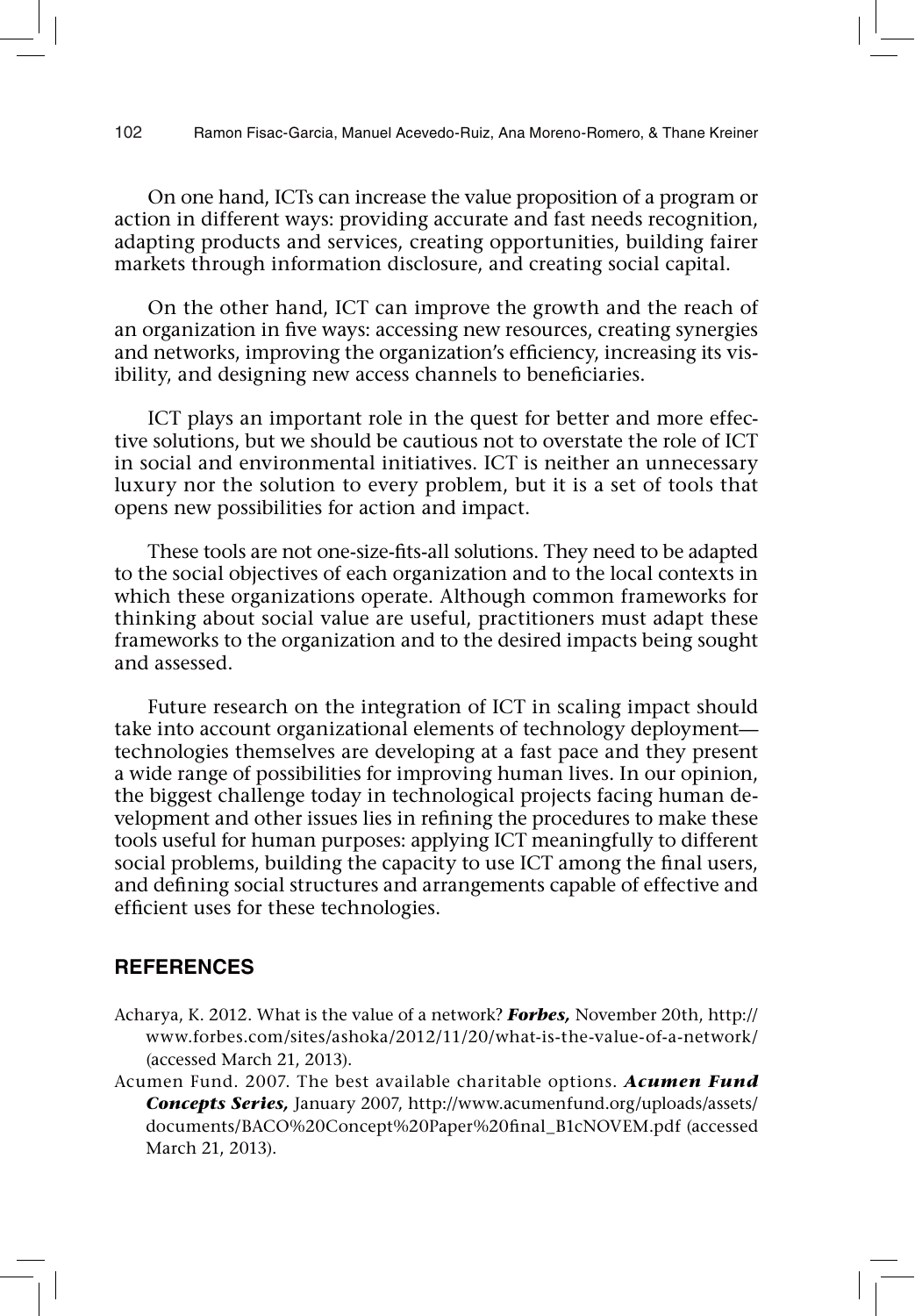On one hand, ICTs can increase the value proposition of a program or action in different ways: providing accurate and fast needs recognition, adapting products and services, creating opportunities, building fairer markets through information disclosure, and creating social capital.

On the other hand, ICT can improve the growth and the reach of an organization in five ways: accessing new resources, creating synergies and networks, improving the organization's efficiency, increasing its visibility, and designing new access channels to beneficiaries.

ICT plays an important role in the quest for better and more effective solutions, but we should be cautious not to overstate the role of ICT in social and environmental initiatives. ICT is neither an unnecessary luxury nor the solution to every problem, but it is a set of tools that opens new possibilities for action and impact.

These tools are not one-size-fits-all solutions. They need to be adapted to the social objectives of each organization and to the local contexts in which these organizations operate. Although common frameworks for thinking about social value are useful, practitioners must adapt these frameworks to the organization and to the desired impacts being sought and assessed.

Future research on the integration of ICT in scaling impact should take into account organizational elements of technology deployment—technologies themselves are developing at a fast pace and they present a wide range of possibilities for improving human lives. In our opinion, the biggest challenge today in technological projects facing human development and other issues lies in refining the procedures to make these tools useful for human purposes: applying ICT meaningfully to different social problems, building the capacity to use ICT among the final users, and defining social structures and arrangements capable of effective and efficient uses for these technologies.

## REFERENCES

Acharya, K. 2012. What is the value of a network? ***Forbes,*** November 20th, http://www.forbes.com/sites/ashoka/2012/11/20/what-is-the-value-of-a-network/ (accessed March 21, 2013).

Acumen Fund. 2007. The best available charitable options. ***Acumen Fund Concepts Series,*** January 2007, http://www.acumenfund.org/uploads/assets/documents/BACO%20Concept%20Paper%20final_B1cNOVEM.pdf (accessed March 21, 2013).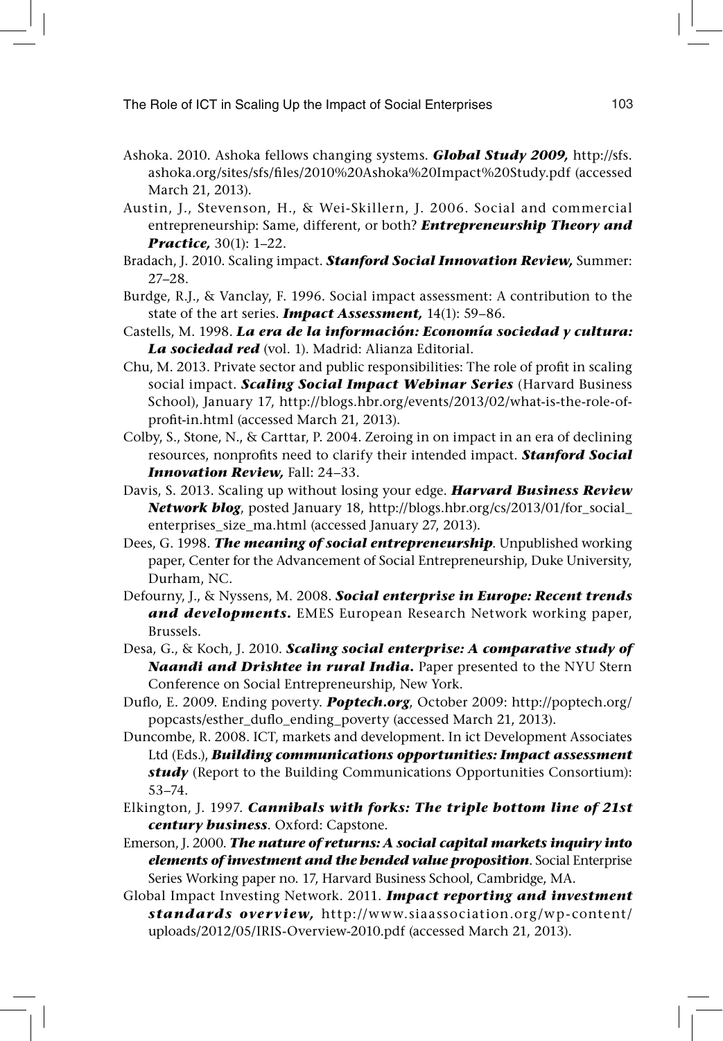Ashoka. 2010. Ashoka fellows changing systems. ***Global Study 2009,*** http://sfs.ashoka.org/sites/sfs/files/2010%20Ashoka%20Impact%20Study.pdf (accessed March 21, 2013).

Austin, J., Stevenson, H., & Wei-Skillern, J. 2006. Social and commercial entrepreneurship: Same, different, or both? ***Entrepreneurship Theory and Practice,*** 30(1): 1–22.

Bradach, J. 2010. Scaling impact. ***Stanford Social Innovation Review,*** Summer: 27–28.

Burdge, R.J., & Vanclay, F. 1996. Social impact assessment: A contribution to the state of the art series. ***Impact Assessment,*** 14(1): 59–86.

Castells, M. 1998. ***La era de la información: Economía sociedad y cultura: La sociedad red*** (vol. 1). Madrid: Alianza Editorial.

Chu, M. 2013. Private sector and public responsibilities: The role of profit in scaling social impact. ***Scaling Social Impact Webinar Series*** (Harvard Business School), January 17, http://blogs.hbr.org/events/2013/02/what-is-the-role-of-profit-in.html (accessed March 21, 2013).

Colby, S., Stone, N., & Carttar, P. 2004. Zeroing in on impact in an era of declining resources, nonprofits need to clarify their intended impact. ***Stanford Social Innovation Review,*** Fall: 24–33.

Davis, S. 2013. Scaling up without losing your edge. ***Harvard Business Review Network blog***, posted January 18, http://blogs.hbr.org/cs/2013/01/for_social_enterprises_size_ma.html (accessed January 27, 2013).

Dees, G. 1998. ***The meaning of social entrepreneurship***. Unpublished working paper, Center for the Advancement of Social Entrepreneurship, Duke University, Durham, NC.

Defourny, J., & Nyssens, M. 2008. ***Social enterprise in Europe: Recent trends and developments.*** EMES European Research Network working paper, Brussels.

Desa, G., & Koch, J. 2010. ***Scaling social enterprise: A comparative study of Naandi and Drishtee in rural India.*** Paper presented to the NYU Stern Conference on Social Entrepreneurship, New York.

Duflo, E. 2009. Ending poverty. ***Poptech.org***, October 2009: http://poptech.org/popcasts/esther_duflo_ending_poverty (accessed March 21, 2013).

Duncombe, R. 2008. ICT, markets and development. In ict Development Associates Ltd (Eds.), ***Building communications opportunities: Impact assessment study*** (Report to the Building Communications Opportunities Consortium): 53–74.

Elkington, J. 1997. ***Cannibals with forks: The triple bottom line of 21st century business***. Oxford: Capstone.

Emerson, J. 2000. ***The nature of returns: A social capital markets inquiry into elements of investment and the bended value proposition***. Social Enterprise Series Working paper no. 17, Harvard Business School, Cambridge, MA.

Global Impact Investing Network. 2011. ***Impact reporting and investment standards overview,*** http://www.siaassociation.org/wp-content/uploads/2012/05/IRIS-Overview-2010.pdf (accessed March 21, 2013).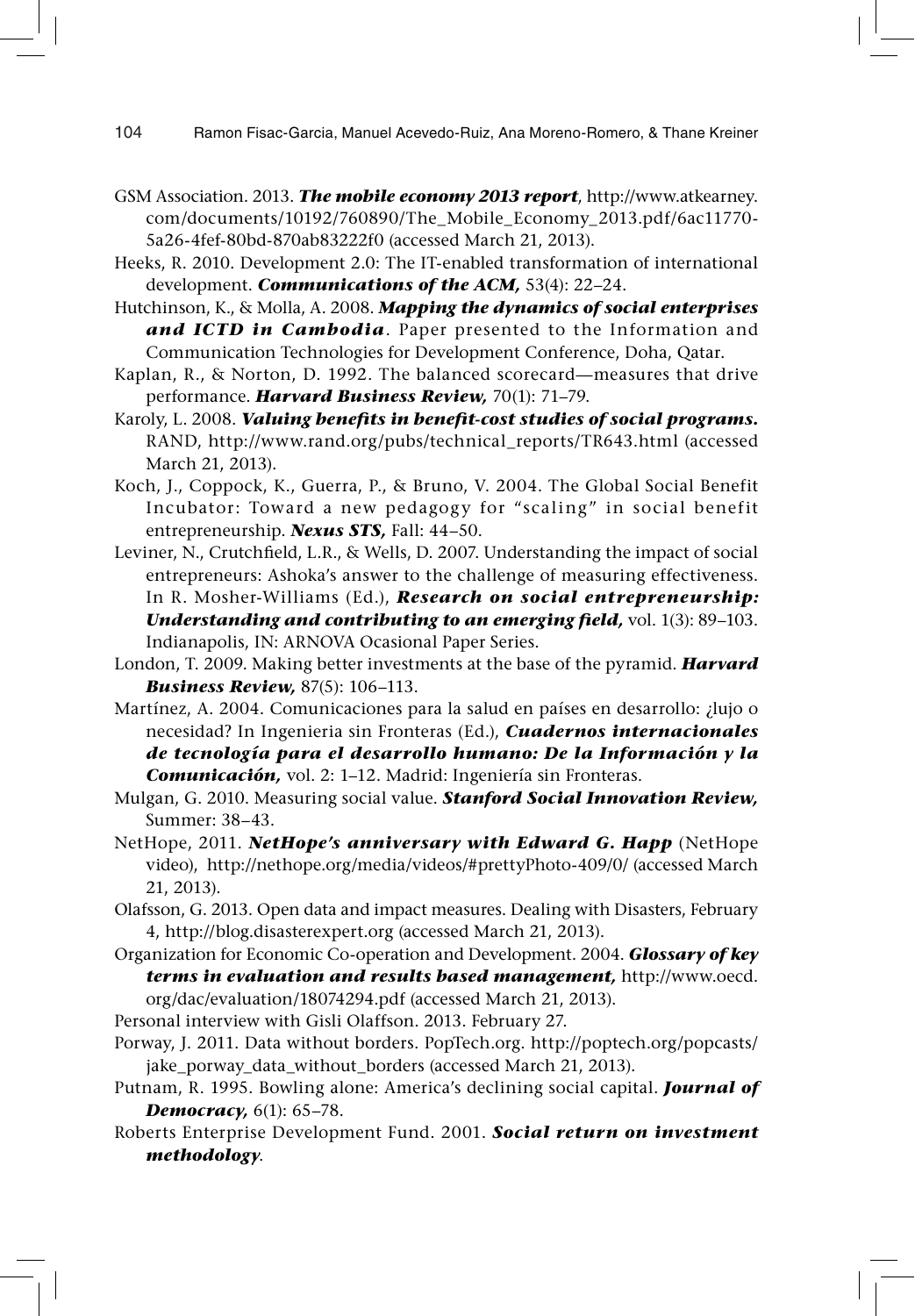GSM Association. 2013. ***The mobile economy 2013 report***, http://www.atkearney.com/documents/10192/760890/The_Mobile_Economy_2013.pdf/6ac11770-5a26-4fef-80bd-870ab83222f0 (accessed March 21, 2013).

Heeks, R. 2010. Development 2.0: The IT-enabled transformation of international development. ***Communications of the ACM,*** 53(4): 22–24.

Hutchinson, K., & Molla, A. 2008. ***Mapping the dynamics of social enterprises and ICTD in Cambodia***. Paper presented to the Information and Communication Technologies for Development Conference, Doha, Qatar.

Kaplan, R., & Norton, D. 1992. The balanced scorecard—measures that drive performance. ***Harvard Business Review,*** 70(1): 71–79.

Karoly, L. 2008. ***Valuing benefits in benefit-cost studies of social programs.*** RAND, http://www.rand.org/pubs/technical_reports/TR643.html (accessed March 21, 2013).

Koch, J., Coppock, K., Guerra, P., & Bruno, V. 2004. The Global Social Benefit Incubator: Toward a new pedagogy for "scaling" in social benefit entrepreneurship. ***Nexus STS,*** Fall: 44–50.

Leviner, N., Crutchfield, L.R., & Wells, D. 2007. Understanding the impact of social entrepreneurs: Ashoka's answer to the challenge of measuring effectiveness. In R. Mosher-Williams (Ed.), ***Research on social entrepreneurship: Understanding and contributing to an emerging field,*** vol. 1(3): 89–103. Indianapolis, IN: ARNOVA Ocasional Paper Series.

London, T. 2009. Making better investments at the base of the pyramid. ***Harvard Business Review,*** 87(5): 106–113.

Martínez, A. 2004. Comunicaciones para la salud en países en desarrollo: ¿lujo o necesidad? In Ingenieria sin Fronteras (Ed.), ***Cuadernos internacionales de tecnología para el desarrollo humano: De la Información y la Comunicación,*** vol. 2: 1–12. Madrid: Ingeniería sin Fronteras.

Mulgan, G. 2010. Measuring social value. ***Stanford Social Innovation Review,*** Summer: 38–43.

NetHope, 2011. ***NetHope's anniversary with Edward G. Happ*** (NetHope video), http://nethope.org/media/videos/#prettyPhoto-409/0/ (accessed March 21, 2013).

Olafsson, G. 2013. Open data and impact measures. Dealing with Disasters, February 4, http://blog.disasterexpert.org (accessed March 21, 2013).

Organization for Economic Co-operation and Development. 2004. ***Glossary of key terms in evaluation and results based management,*** http://www.oecd.org/dac/evaluation/18074294.pdf (accessed March 21, 2013).

Personal interview with Gisli Olaffson. 2013. February 27.

Porway, J. 2011. Data without borders. PopTech.org. http://poptech.org/popcasts/jake_porway_data_without_borders (accessed March 21, 2013).

Putnam, R. 1995. Bowling alone: America's declining social capital. ***Journal of Democracy,*** 6(1): 65–78.

Roberts Enterprise Development Fund. 2001. ***Social return on investment methodology***.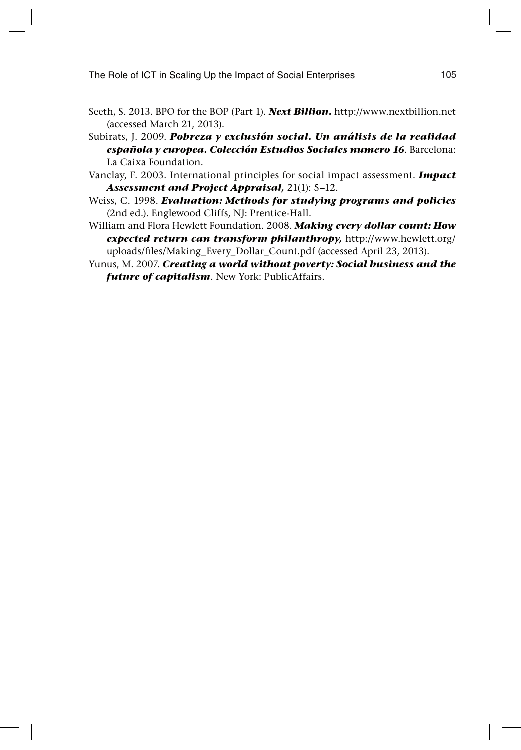Seeth, S. 2013. BPO for the BOP (Part 1). ***Next Billion.*** http://www.nextbillion.net (accessed March 21, 2013).

Subirats, J. 2009. ***Pobreza y exclusión social. Un análisis de la realidad española y europea. Colección Estudios Sociales numero 16***. Barcelona: La Caixa Foundation.

Vanclay, F. 2003. International principles for social impact assessment. ***Impact Assessment and Project Appraisal,*** 21(1): 5–12.

Weiss, C. 1998. ***Evaluation: Methods for studying programs and policies*** (2nd ed.). Englewood Cliffs, NJ: Prentice-Hall.

William and Flora Hewlett Foundation. 2008. ***Making every dollar count: How expected return can transform philanthropy,*** http://www.hewlett.org/uploads/files/Making_Every_Dollar_Count.pdf (accessed April 23, 2013).

Yunus, M. 2007. ***Creating a world without poverty: Social business and the future of capitalism***. New York: PublicAffairs.